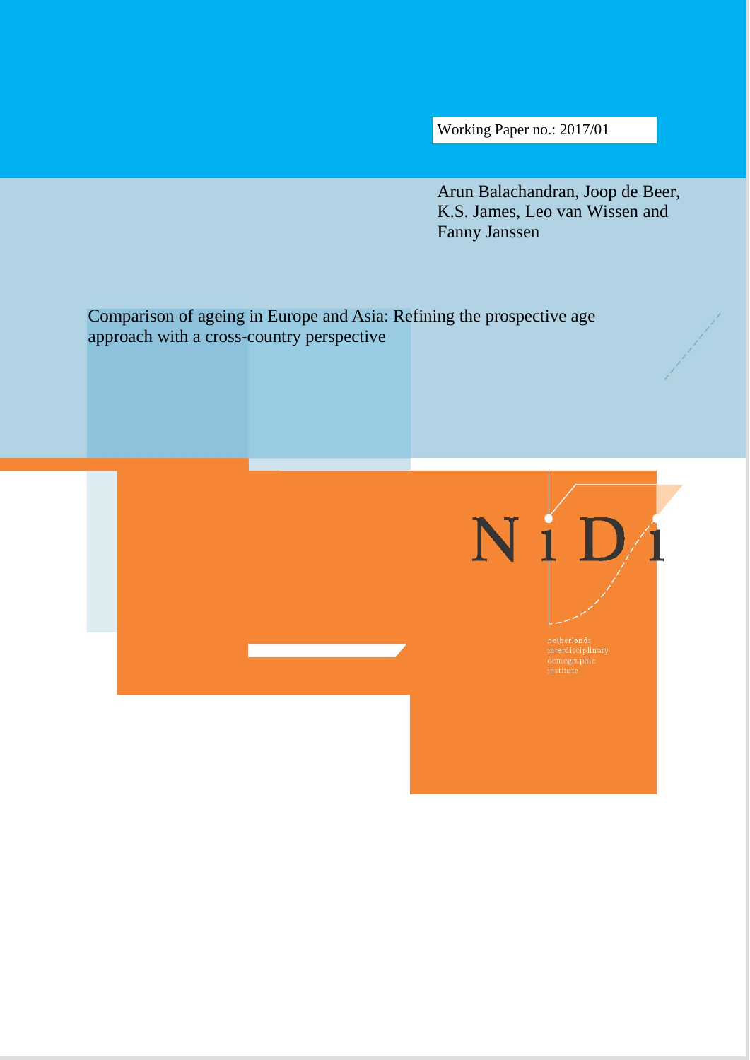Working Paper no.: 2017/01

Arun Balachandran, Joop de Beer, K.S. James, Leo van Wissen and Fanny Janssen

# Comparison of ageing in Europe and Asia: Refining the prospective age approach with a cross-country perspective

NiDi

netherlands interdisciplinary demographic institute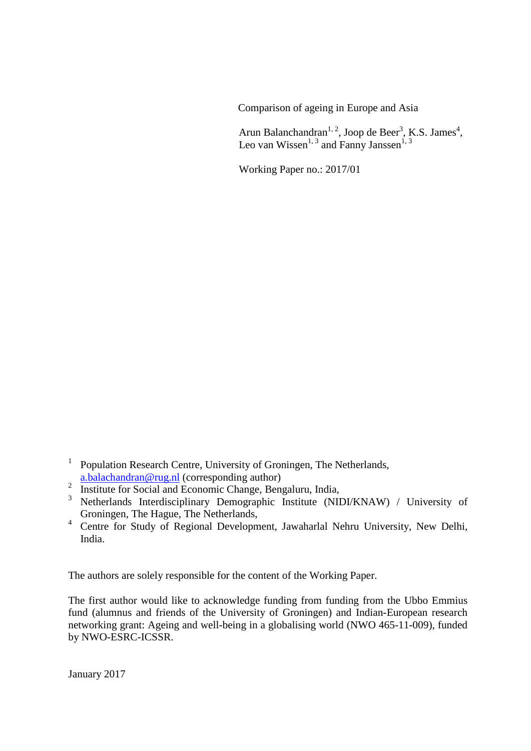Comparison of ageing in Europe and Asia

Arun Balanchandran[1, 2], Joop de Beer[3], K.S. James[4], Leo van Wissen[1, 3] and Fanny Janssen[1, 3]

Working Paper no.: 2017/01

[1] Population Research Centre, University of Groningen, The Netherlands, a.balachandran@rug.nl (corresponding author)

[2] Institute for Social and Economic Change, Bengaluru, India,

[3] Netherlands Interdisciplinary Demographic Institute (NIDI/KNAW) / University of Groningen, The Hague, The Netherlands,

[4] Centre for Study of Regional Development, Jawaharlal Nehru University, New Delhi, India.

The authors are solely responsible for the content of the Working Paper.

The first author would like to acknowledge funding from funding from the Ubbo Emmius fund (alumnus and friends of the University of Groningen) and Indian-European research networking grant: Ageing and well-being in a globalising world (NWO 465-11-009), funded by NWO-ESRC-ICSSR.

January 2017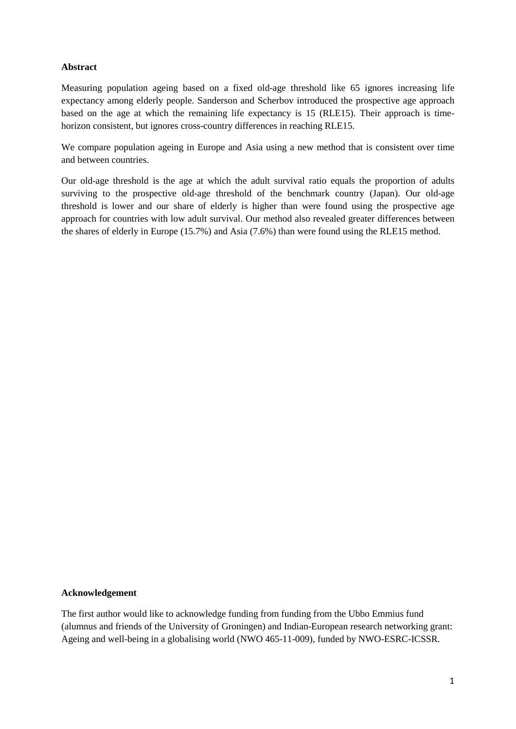**Abstract**

Measuring population ageing based on a fixed old-age threshold like 65 ignores increasing life expectancy among elderly people. Sanderson and Scherbov introduced the prospective age approach based on the age at which the remaining life expectancy is 15 (RLE15). Their approach is time-horizon consistent, but ignores cross-country differences in reaching RLE15.

We compare population ageing in Europe and Asia using a new method that is consistent over time and between countries.

Our old-age threshold is the age at which the adult survival ratio equals the proportion of adults surviving to the prospective old-age threshold of the benchmark country (Japan). Our old-age threshold is lower and our share of elderly is higher than were found using the prospective age approach for countries with low adult survival. Our method also revealed greater differences between the shares of elderly in Europe (15.7%) and Asia (7.6%) than were found using the RLE15 method.

**Acknowledgement**

The first author would like to acknowledge funding from funding from the Ubbo Emmius fund (alumnus and friends of the University of Groningen) and Indian-European research networking grant: Ageing and well-being in a globalising world (NWO 465-11-009), funded by NWO-ESRC-ICSSR.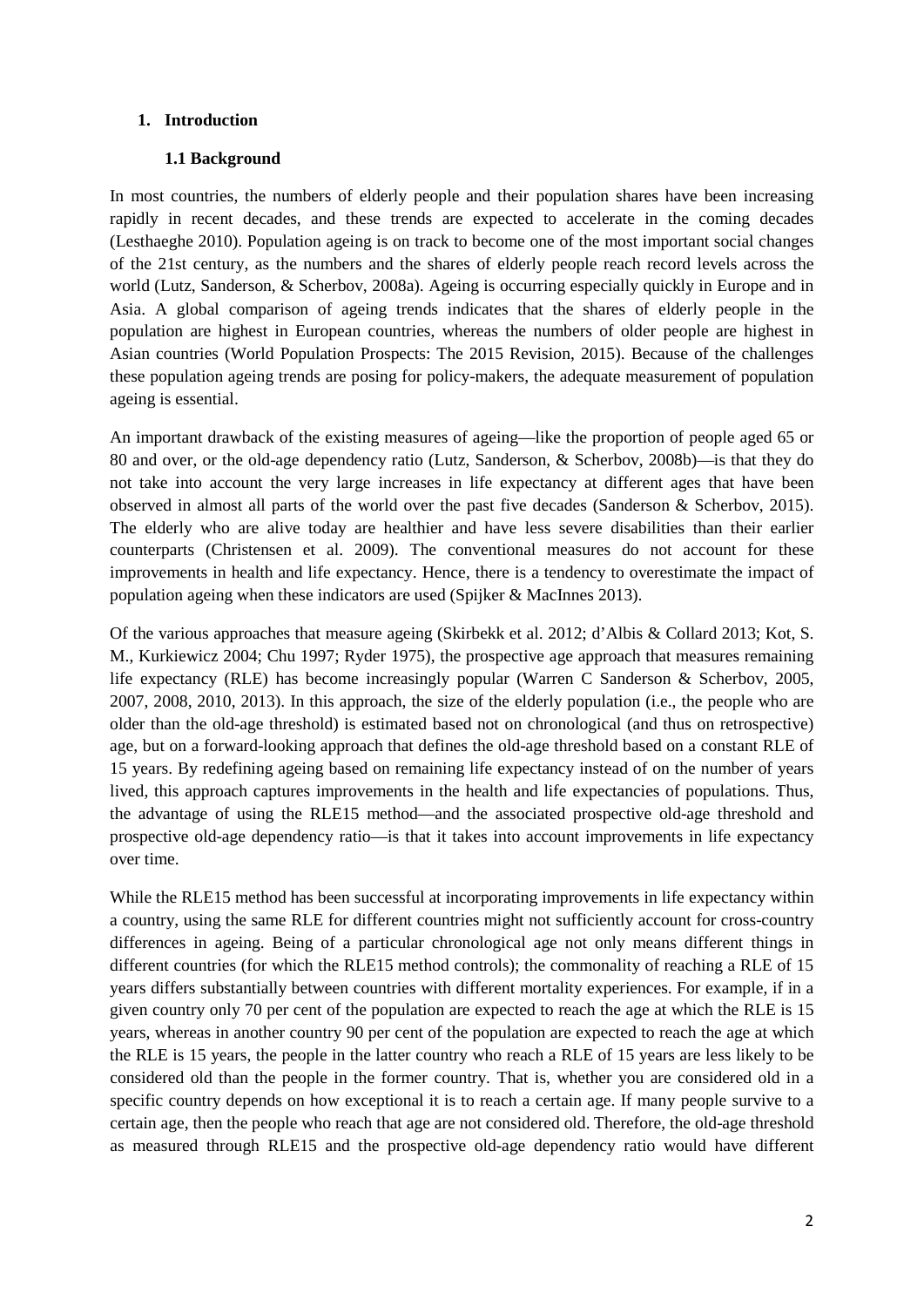## 1. Introduction

### 1.1 Background

In most countries, the numbers of elderly people and their population shares have been increasing rapidly in recent decades, and these trends are expected to accelerate in the coming decades (Lesthaeghe 2010). Population ageing is on track to become one of the most important social changes of the 21st century, as the numbers and the shares of elderly people reach record levels across the world (Lutz, Sanderson, & Scherbov, 2008a). Ageing is occurring especially quickly in Europe and in Asia. A global comparison of ageing trends indicates that the shares of elderly people in the population are highest in European countries, whereas the numbers of older people are highest in Asian countries (World Population Prospects: The 2015 Revision, 2015). Because of the challenges these population ageing trends are posing for policy-makers, the adequate measurement of population ageing is essential.

An important drawback of the existing measures of ageing—like the proportion of people aged 65 or 80 and over, or the old-age dependency ratio (Lutz, Sanderson, & Scherbov, 2008b)—is that they do not take into account the very large increases in life expectancy at different ages that have been observed in almost all parts of the world over the past five decades (Sanderson & Scherbov, 2015). The elderly who are alive today are healthier and have less severe disabilities than their earlier counterparts (Christensen et al. 2009). The conventional measures do not account for these improvements in health and life expectancy. Hence, there is a tendency to overestimate the impact of population ageing when these indicators are used (Spijker & MacInnes 2013).

Of the various approaches that measure ageing (Skirbekk et al. 2012; d'Albis & Collard 2013; Kot, S. M., Kurkiewicz 2004; Chu 1997; Ryder 1975), the prospective age approach that measures remaining life expectancy (RLE) has become increasingly popular (Warren C Sanderson & Scherbov, 2005, 2007, 2008, 2010, 2013). In this approach, the size of the elderly population (i.e., the people who are older than the old-age threshold) is estimated based not on chronological (and thus on retrospective) age, but on a forward-looking approach that defines the old-age threshold based on a constant RLE of 15 years. By redefining ageing based on remaining life expectancy instead of on the number of years lived, this approach captures improvements in the health and life expectancies of populations. Thus, the advantage of using the RLE15 method—and the associated prospective old-age threshold and prospective old-age dependency ratio—is that it takes into account improvements in life expectancy over time.

While the RLE15 method has been successful at incorporating improvements in life expectancy within a country, using the same RLE for different countries might not sufficiently account for cross-country differences in ageing. Being of a particular chronological age not only means different things in different countries (for which the RLE15 method controls); the commonality of reaching a RLE of 15 years differs substantially between countries with different mortality experiences. For example, if in a given country only 70 per cent of the population are expected to reach the age at which the RLE is 15 years, whereas in another country 90 per cent of the population are expected to reach the age at which the RLE is 15 years, the people in the latter country who reach a RLE of 15 years are less likely to be considered old than the people in the former country. That is, whether you are considered old in a specific country depends on how exceptional it is to reach a certain age. If many people survive to a certain age, then the people who reach that age are not considered old. Therefore, the old-age threshold as measured through RLE15 and the prospective old-age dependency ratio would have different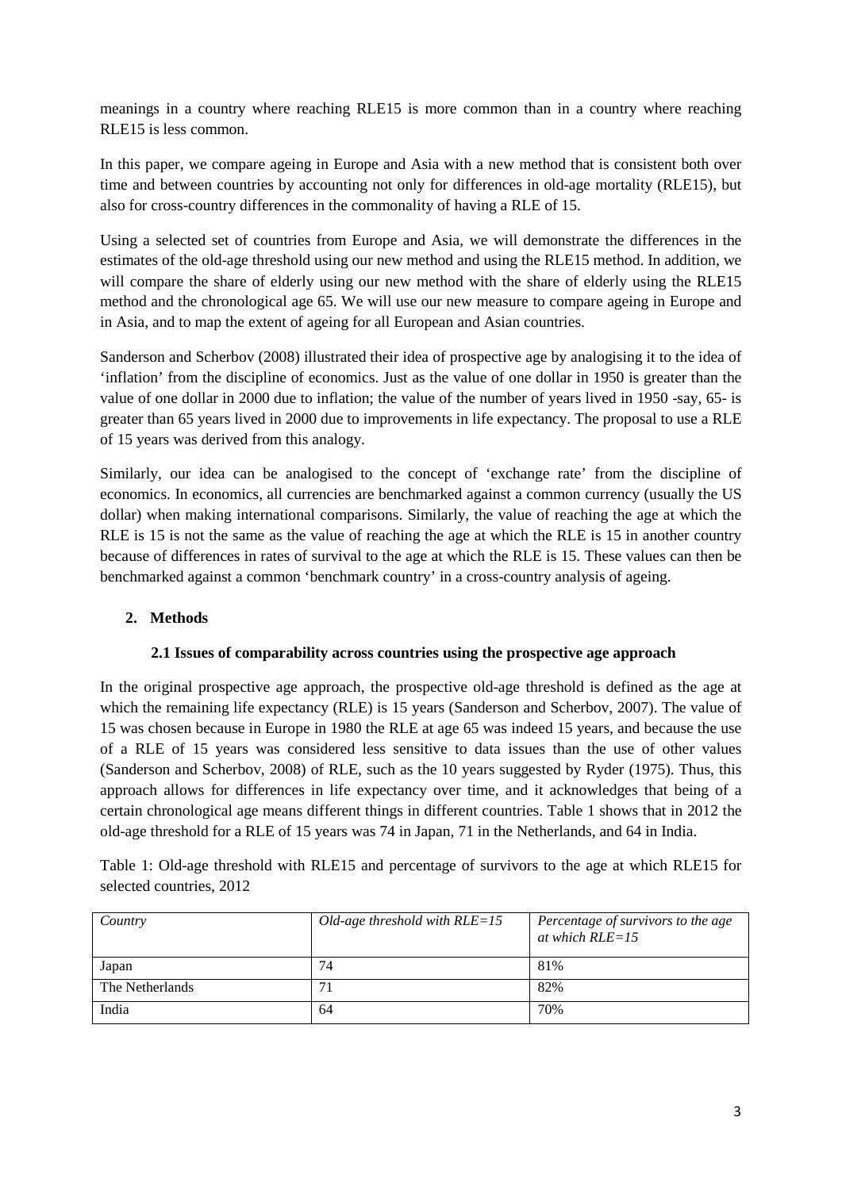meanings in a country where reaching RLE15 is more common than in a country where reaching RLE15 is less common.

In this paper, we compare ageing in Europe and Asia with a new method that is consistent both over time and between countries by accounting not only for differences in old-age mortality (RLE15), but also for cross-country differences in the commonality of having a RLE of 15.

Using a selected set of countries from Europe and Asia, we will demonstrate the differences in the estimates of the old-age threshold using our new method and using the RLE15 method. In addition, we will compare the share of elderly using our new method with the share of elderly using the RLE15 method and the chronological age 65. We will use our new measure to compare ageing in Europe and in Asia, and to map the extent of ageing for all European and Asian countries.

Sanderson and Scherbov (2008) illustrated their idea of prospective age by analogising it to the idea of 'inflation' from the discipline of economics. Just as the value of one dollar in 1950 is greater than the value of one dollar in 2000 due to inflation; the value of the number of years lived in 1950 -say, 65- is greater than 65 years lived in 2000 due to improvements in life expectancy. The proposal to use a RLE of 15 years was derived from this analogy.

Similarly, our idea can be analogised to the concept of 'exchange rate' from the discipline of economics. In economics, all currencies are benchmarked against a common currency (usually the US dollar) when making international comparisons. Similarly, the value of reaching the age at which the RLE is 15 is not the same as the value of reaching the age at which the RLE is 15 in another country because of differences in rates of survival to the age at which the RLE is 15. These values can then be benchmarked against a common 'benchmark country' in a cross-country analysis of ageing.

## 2. Methods

### 2.1 Issues of comparability across countries using the prospective age approach

In the original prospective age approach, the prospective old-age threshold is defined as the age at which the remaining life expectancy (RLE) is 15 years (Sanderson and Scherbov, 2007). The value of 15 was chosen because in Europe in 1980 the RLE at age 65 was indeed 15 years, and because the use of a RLE of 15 years was considered less sensitive to data issues than the use of other values (Sanderson and Scherbov, 2008) of RLE, such as the 10 years suggested by Ryder (1975). Thus, this approach allows for differences in life expectancy over time, and it acknowledges that being of a certain chronological age means different things in different countries. Table 1 shows that in 2012 the old-age threshold for a RLE of 15 years was 74 in Japan, 71 in the Netherlands, and 64 in India.

Table 1: Old-age threshold with RLE15 and percentage of survivors to the age at which RLE15 for selected countries, 2012

| *Country* | *Old-age threshold with RLE=15* | *Percentage of survivors to the age at which RLE=15* |
|---|---|---|
| Japan | 74 | 81% |
| The Netherlands | 71 | 82% |
| India | 64 | 70% |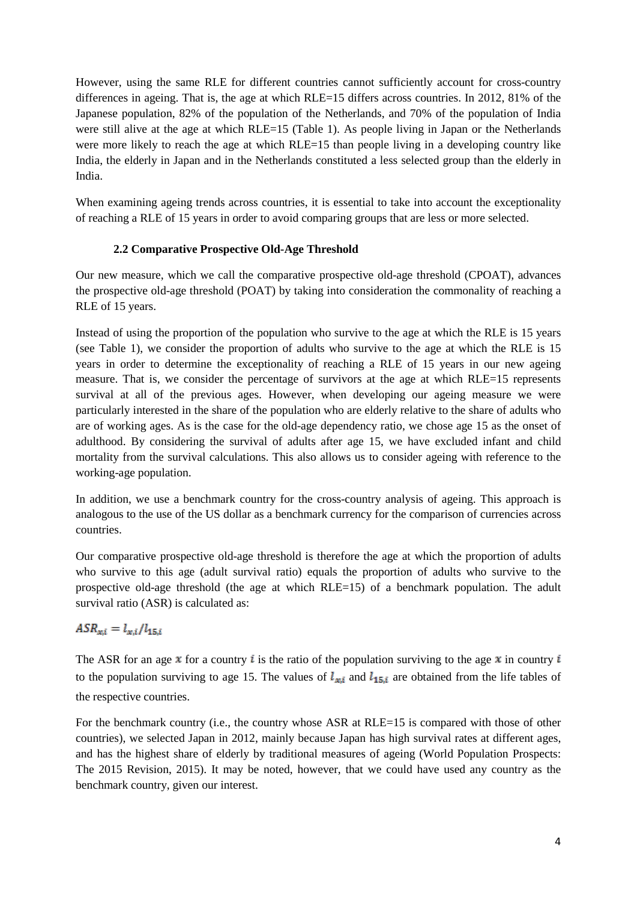However, using the same RLE for different countries cannot sufficiently account for cross-country differences in ageing. That is, the age at which RLE=15 differs across countries. In 2012, 81% of the Japanese population, 82% of the population of the Netherlands, and 70% of the population of India were still alive at the age at which RLE=15 (Table 1). As people living in Japan or the Netherlands were more likely to reach the age at which RLE=15 than people living in a developing country like India, the elderly in Japan and in the Netherlands constituted a less selected group than the elderly in India.

When examining ageing trends across countries, it is essential to take into account the exceptionality of reaching a RLE of 15 years in order to avoid comparing groups that are less or more selected.

### 2.2 Comparative Prospective Old-Age Threshold

Our new measure, which we call the comparative prospective old-age threshold (CPOAT), advances the prospective old-age threshold (POAT) by taking into consideration the commonality of reaching a RLE of 15 years.

Instead of using the proportion of the population who survive to the age at which the RLE is 15 years (see Table 1), we consider the proportion of adults who survive to the age at which the RLE is 15 years in order to determine the exceptionality of reaching a RLE of 15 years in our new ageing measure. That is, we consider the percentage of survivors at the age at which RLE=15 represents survival at all of the previous ages. However, when developing our ageing measure we were particularly interested in the share of the population who are elderly relative to the share of adults who are of working ages. As is the case for the old-age dependency ratio, we chose age 15 as the onset of adulthood. By considering the survival of adults after age 15, we have excluded infant and child mortality from the survival calculations. This also allows us to consider ageing with reference to the working-age population.

In addition, we use a benchmark country for the cross-country analysis of ageing. This approach is analogous to the use of the US dollar as a benchmark currency for the comparison of currencies across countries.

Our comparative prospective old-age threshold is therefore the age at which the proportion of adults who survive to this age (adult survival ratio) equals the proportion of adults who survive to the prospective old-age threshold (the age at which RLE=15) of a benchmark population. The adult survival ratio (ASR) is calculated as:

$$ASR_{x,i} = l_{x,i}/l_{15,i}$$

The ASR for an age $x$ for a country $i$ is the ratio of the population surviving to the age $x$ in country $i$ to the population surviving to age 15. The values of $l_{x,i}$ and $l_{15,i}$ are obtained from the life tables of the respective countries.

For the benchmark country (i.e., the country whose ASR at RLE=15 is compared with those of other countries), we selected Japan in 2012, mainly because Japan has high survival rates at different ages, and has the highest share of elderly by traditional measures of ageing (World Population Prospects: The 2015 Revision, 2015). It may be noted, however, that we could have used any country as the benchmark country, given our interest.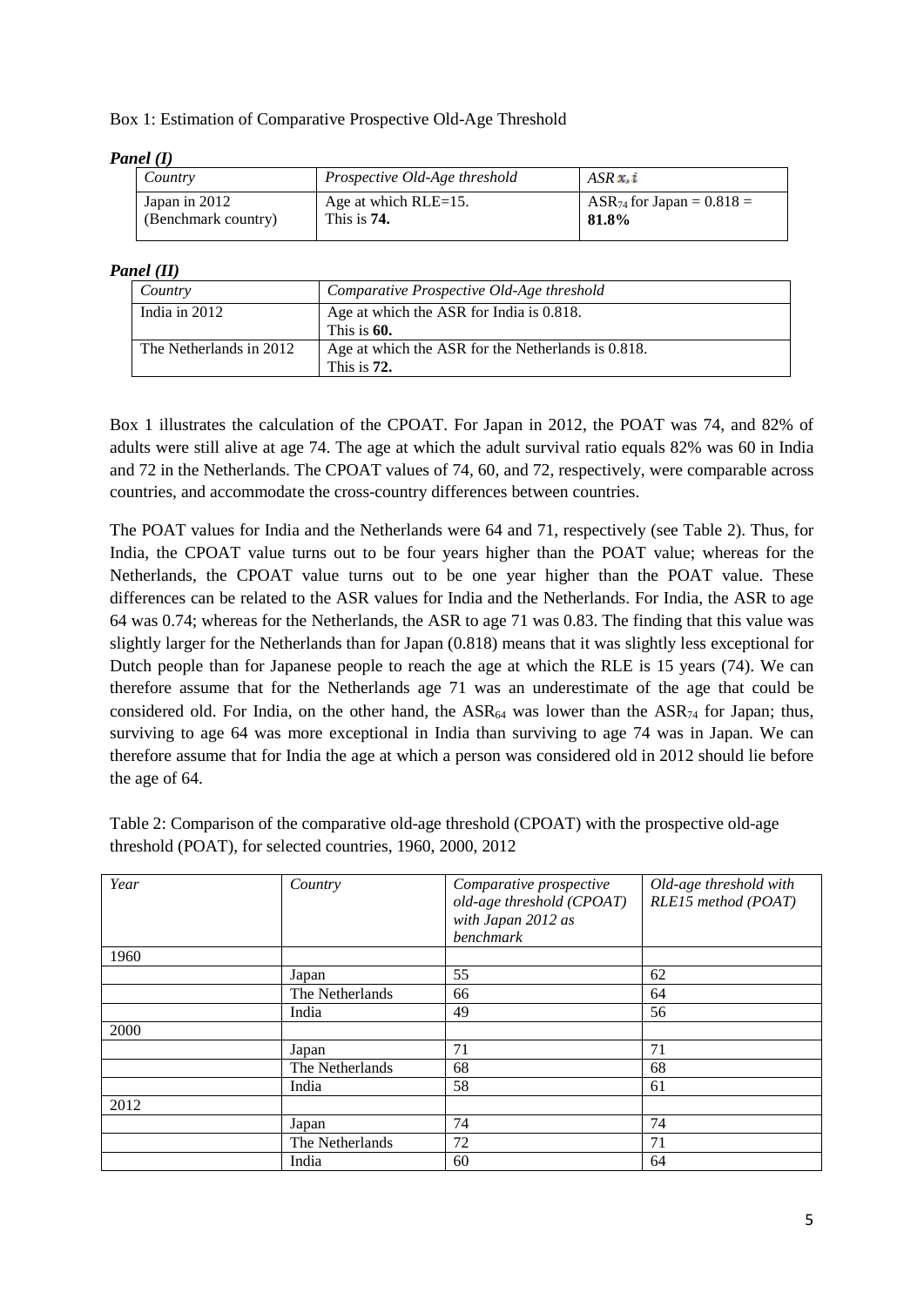Box 1: Estimation of Comparative Prospective Old-Age Threshold

***Panel (I)***

| *Country* | *Prospective Old-Age threshold* | *ASR* $x, i$ |
|---|---|---|
| Japan in 2012 (Benchmark country) | Age at which RLE=15. This is **74.** | $ASR_{74}$ for Japan = 0.818 = **81.8%** |

***Panel (II)***

| *Country* | *Comparative Prospective Old-Age threshold* |
|---|---|
| India in 2012 | Age at which the ASR for India is 0.818. This is **60.** |
| The Netherlands in 2012 | Age at which the ASR for the Netherlands is 0.818. This is **72.** |

Box 1 illustrates the calculation of the CPOAT. For Japan in 2012, the POAT was 74, and 82% of adults were still alive at age 74. The age at which the adult survival ratio equals 82% was 60 in India and 72 in the Netherlands. The CPOAT values of 74, 60, and 72, respectively, were comparable across countries, and accommodate the cross-country differences between countries.

The POAT values for India and the Netherlands were 64 and 71, respectively (see Table 2). Thus, for India, the CPOAT value turns out to be four years higher than the POAT value; whereas for the Netherlands, the CPOAT value turns out to be one year higher than the POAT value. These differences can be related to the ASR values for India and the Netherlands. For India, the ASR to age 64 was 0.74; whereas for the Netherlands, the ASR to age 71 was 0.83. The finding that this value was slightly larger for the Netherlands than for Japan (0.818) means that it was slightly less exceptional for Dutch people than for Japanese people to reach the age at which the RLE is 15 years (74). We can therefore assume that for the Netherlands age 71 was an underestimate of the age that could be considered old. For India, on the other hand, the $ASR_{64}$ was lower than the $ASR_{74}$ for Japan; thus, surviving to age 64 was more exceptional in India than surviving to age 74 was in Japan. We can therefore assume that for India the age at which a person was considered old in 2012 should lie before the age of 64.

Table 2: Comparison of the comparative old-age threshold (CPOAT) with the prospective old-age threshold (POAT), for selected countries, 1960, 2000, 2012

| *Year* | *Country* | *Comparative prospective old-age threshold (CPOAT) with Japan 2012 as benchmark* | *Old-age threshold with RLE15 method (POAT)* |
|---|---|---|---|
| 1960 | | | |
| | Japan | 55 | 62 |
| | The Netherlands | 66 | 64 |
| | India | 49 | 56 |
| 2000 | | | |
| | Japan | 71 | 71 |
| | The Netherlands | 68 | 68 |
| | India | 58 | 61 |
| 2012 | | | |
| | Japan | 74 | 74 |
| | The Netherlands | 72 | 71 |
| | India | 60 | 64 |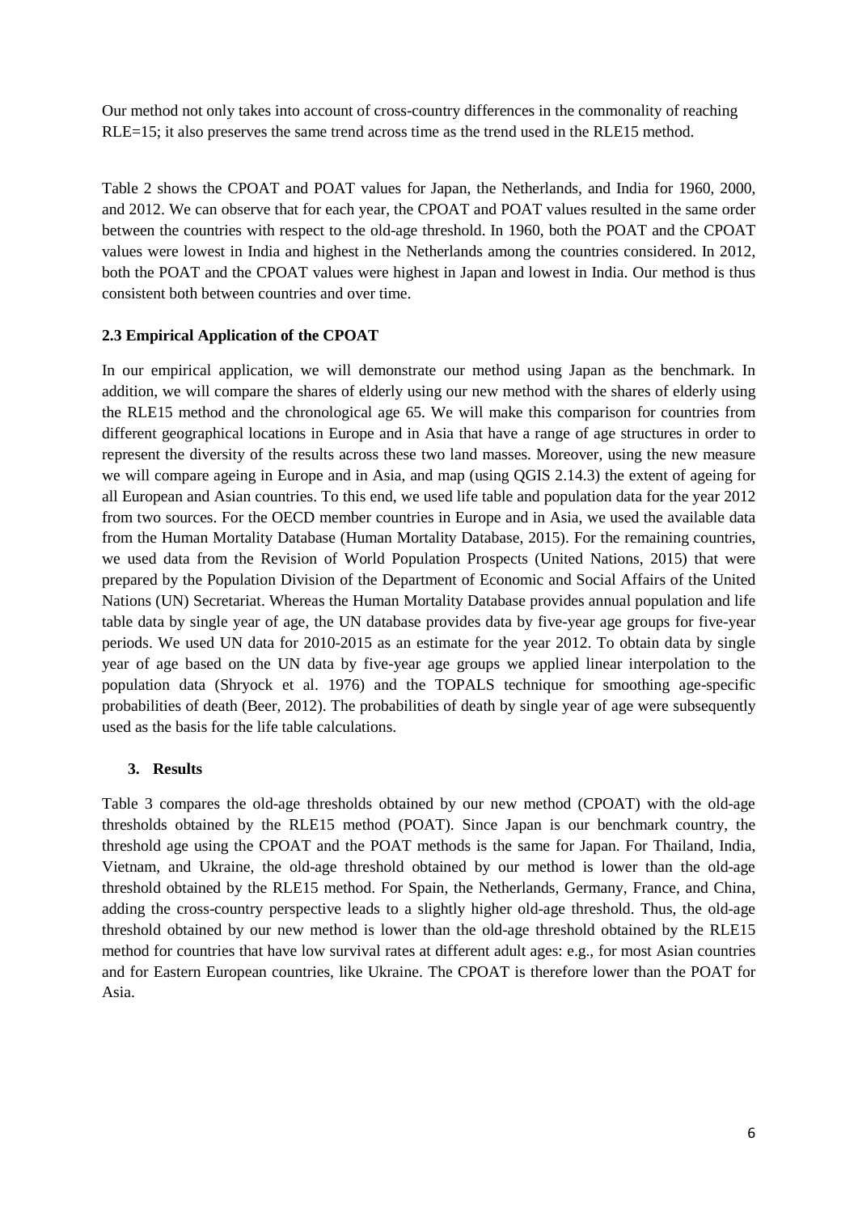Our method not only takes into account of cross-country differences in the commonality of reaching RLE=15; it also preserves the same trend across time as the trend used in the RLE15 method.

Table 2 shows the CPOAT and POAT values for Japan, the Netherlands, and India for 1960, 2000, and 2012. We can observe that for each year, the CPOAT and POAT values resulted in the same order between the countries with respect to the old-age threshold. In 1960, both the POAT and the CPOAT values were lowest in India and highest in the Netherlands among the countries considered. In 2012, both the POAT and the CPOAT values were highest in Japan and lowest in India. Our method is thus consistent both between countries and over time.

### 2.3 Empirical Application of the CPOAT

In our empirical application, we will demonstrate our method using Japan as the benchmark. In addition, we will compare the shares of elderly using our new method with the shares of elderly using the RLE15 method and the chronological age 65. We will make this comparison for countries from different geographical locations in Europe and in Asia that have a range of age structures in order to represent the diversity of the results across these two land masses. Moreover, using the new measure we will compare ageing in Europe and in Asia, and map (using QGIS 2.14.3) the extent of ageing for all European and Asian countries. To this end, we used life table and population data for the year 2012 from two sources. For the OECD member countries in Europe and in Asia, we used the available data from the Human Mortality Database (Human Mortality Database, 2015). For the remaining countries, we used data from the Revision of World Population Prospects (United Nations, 2015) that were prepared by the Population Division of the Department of Economic and Social Affairs of the United Nations (UN) Secretariat. Whereas the Human Mortality Database provides annual population and life table data by single year of age, the UN database provides data by five-year age groups for five-year periods. We used UN data for 2010-2015 as an estimate for the year 2012. To obtain data by single year of age based on the UN data by five-year age groups we applied linear interpolation to the population data (Shryock et al. 1976) and the TOPALS technique for smoothing age-specific probabilities of death (Beer, 2012). The probabilities of death by single year of age were subsequently used as the basis for the life table calculations.

## 3. Results

Table 3 compares the old-age thresholds obtained by our new method (CPOAT) with the old-age thresholds obtained by the RLE15 method (POAT). Since Japan is our benchmark country, the threshold age using the CPOAT and the POAT methods is the same for Japan. For Thailand, India, Vietnam, and Ukraine, the old-age threshold obtained by our method is lower than the old-age threshold obtained by the RLE15 method. For Spain, the Netherlands, Germany, France, and China, adding the cross-country perspective leads to a slightly higher old-age threshold. Thus, the old-age threshold obtained by our new method is lower than the old-age threshold obtained by the RLE15 method for countries that have low survival rates at different adult ages: e.g., for most Asian countries and for Eastern European countries, like Ukraine. The CPOAT is therefore lower than the POAT for Asia.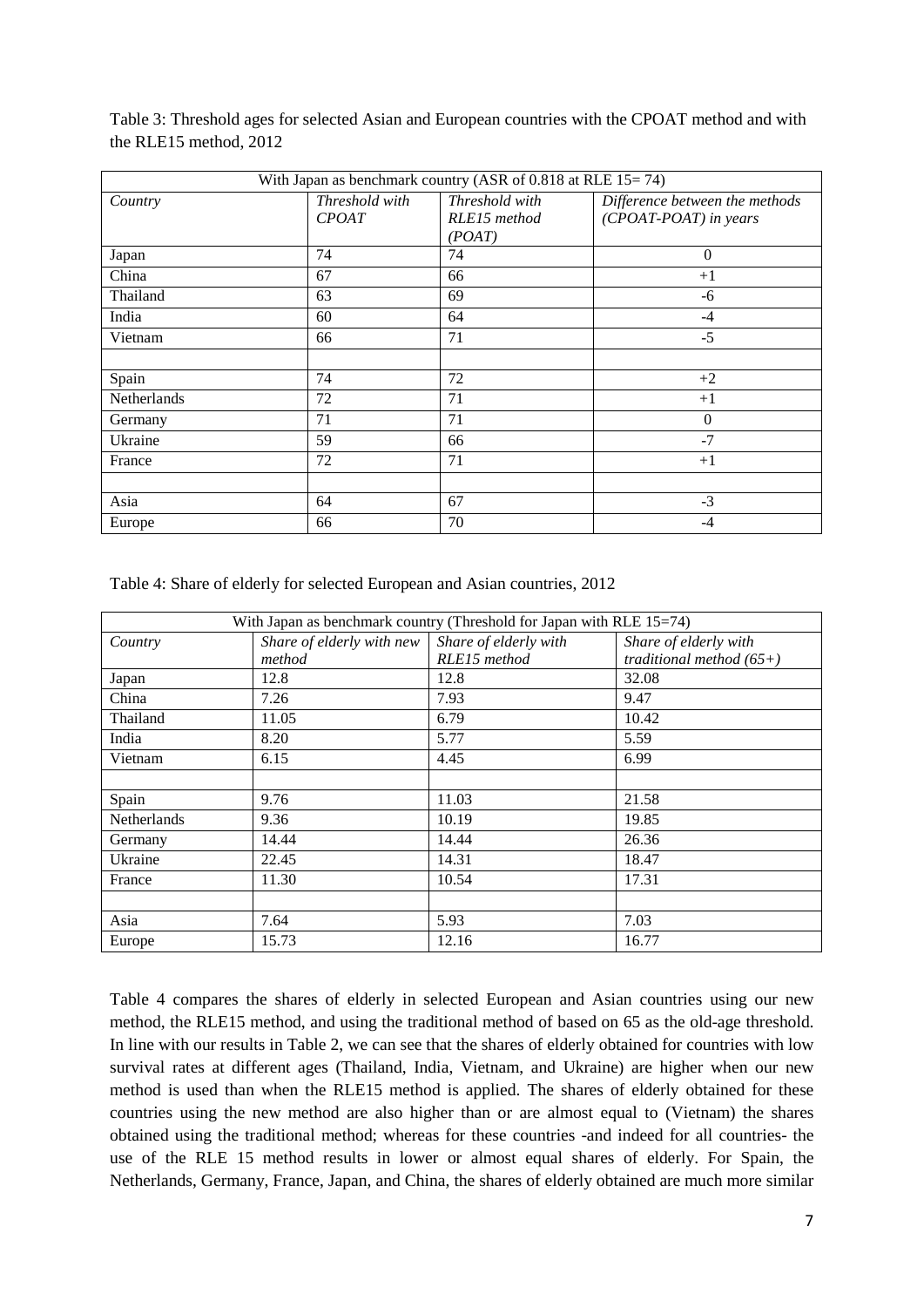Table 3: Threshold ages for selected Asian and European countries with the CPOAT method and with the RLE15 method, 2012

| With Japan as benchmark country (ASR of 0.818 at RLE 15= 74) | | | |
|---|---|---|---|
| *Country* | *Threshold with CPOAT* | *Threshold with RLE15 method (POAT)* | *Difference between the methods (CPOAT-POAT) in years* |
| Japan | 74 | 74 | 0 |
| China | 67 | 66 | +1 |
| Thailand | 63 | 69 | -6 |
| India | 60 | 64 | -4 |
| Vietnam | 66 | 71 | -5 |
| | | | |
| Spain | 74 | 72 | +2 |
| Netherlands | 72 | 71 | +1 |
| Germany | 71 | 71 | 0 |
| Ukraine | 59 | 66 | -7 |
| France | 72 | 71 | +1 |
| | | | |
| Asia | 64 | 67 | -3 |
| Europe | 66 | 70 | -4 |

Table 4: Share of elderly for selected European and Asian countries, 2012

| With Japan as benchmark country (Threshold for Japan with RLE 15=74) | | | |
|---|---|---|---|
| *Country* | *Share of elderly with new method* | *Share of elderly with RLE15 method* | *Share of elderly with traditional method (65+)* |
| Japan | 12.8 | 12.8 | 32.08 |
| China | 7.26 | 7.93 | 9.47 |
| Thailand | 11.05 | 6.79 | 10.42 |
| India | 8.20 | 5.77 | 5.59 |
| Vietnam | 6.15 | 4.45 | 6.99 |
| | | | |
| Spain | 9.76 | 11.03 | 21.58 |
| Netherlands | 9.36 | 10.19 | 19.85 |
| Germany | 14.44 | 14.44 | 26.36 |
| Ukraine | 22.45 | 14.31 | 18.47 |
| France | 11.30 | 10.54 | 17.31 |
| | | | |
| Asia | 7.64 | 5.93 | 7.03 |
| Europe | 15.73 | 12.16 | 16.77 |

Table 4 compares the shares of elderly in selected European and Asian countries using our new method, the RLE15 method, and using the traditional method of based on 65 as the old-age threshold. In line with our results in Table 2, we can see that the shares of elderly obtained for countries with low survival rates at different ages (Thailand, India, Vietnam, and Ukraine) are higher when our new method is used than when the RLE15 method is applied. The shares of elderly obtained for these countries using the new method are also higher than or are almost equal to (Vietnam) the shares obtained using the traditional method; whereas for these countries -and indeed for all countries- the use of the RLE 15 method results in lower or almost equal shares of elderly. For Spain, the Netherlands, Germany, France, Japan, and China, the shares of elderly obtained are much more similar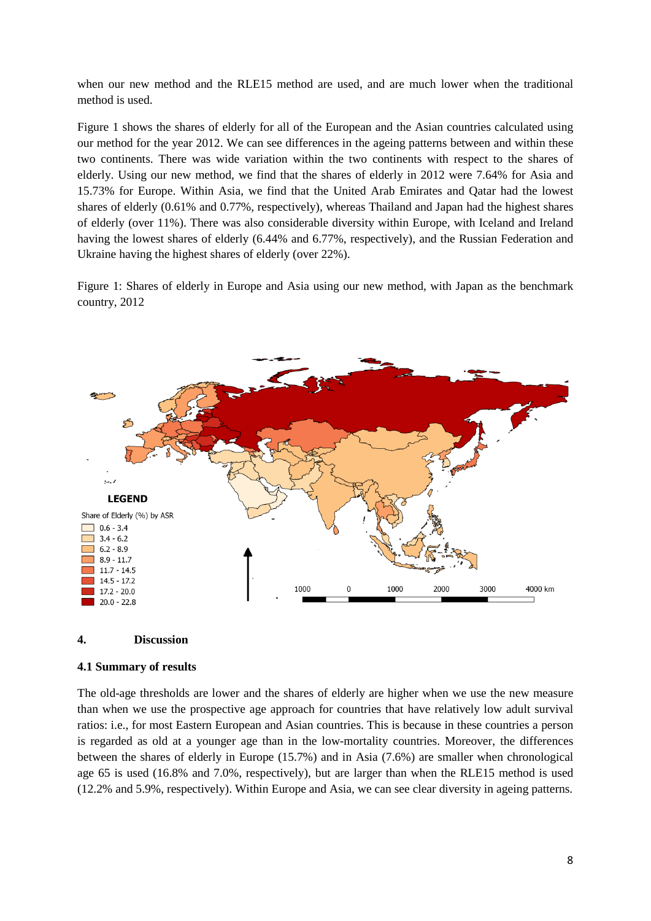when our new method and the RLE15 method are used, and are much lower when the traditional method is used.

Figure 1 shows the shares of elderly for all of the European and the Asian countries calculated using our method for the year 2012. We can see differences in the ageing patterns between and within these two continents. There was wide variation within the two continents with respect to the shares of elderly. Using our new method, we find that the shares of elderly in 2012 were 7.64% for Asia and 15.73% for Europe. Within Asia, we find that the United Arab Emirates and Qatar had the lowest shares of elderly (0.61% and 0.77%, respectively), whereas Thailand and Japan had the highest shares of elderly (over 11%). There was also considerable diversity within Europe, with Iceland and Ireland having the lowest shares of elderly (6.44% and 6.77%, respectively), and the Russian Federation and Ukraine having the highest shares of elderly (over 22%).

Figure 1: Shares of elderly in Europe and Asia using our new method, with Japan as the benchmark country, 2012

LEGEND

Share of Elderly (%) by ASR

- 0.6 - 3.4
- 3.4 - 6.2
- 6.2 - 8.9
- 8.9 - 11.7
- 11.7 - 14.5
- 14.5 - 17.2
- 17.2 - 20.0
- 20.0 - 22.8

1000 0 1000 2000 3000 4000 km

## 4. Discussion

### 4.1 Summary of results

The old-age thresholds are lower and the shares of elderly are higher when we use the new measure than when we use the prospective age approach for countries that have relatively low adult survival ratios: i.e., for most Eastern European and Asian countries. This is because in these countries a person is regarded as old at a younger age than in the low-mortality countries. Moreover, the differences between the shares of elderly in Europe (15.7%) and in Asia (7.6%) are smaller when chronological age 65 is used (16.8% and 7.0%, respectively), but are larger than when the RLE15 method is used (12.2% and 5.9%, respectively). Within Europe and Asia, we can see clear diversity in ageing patterns.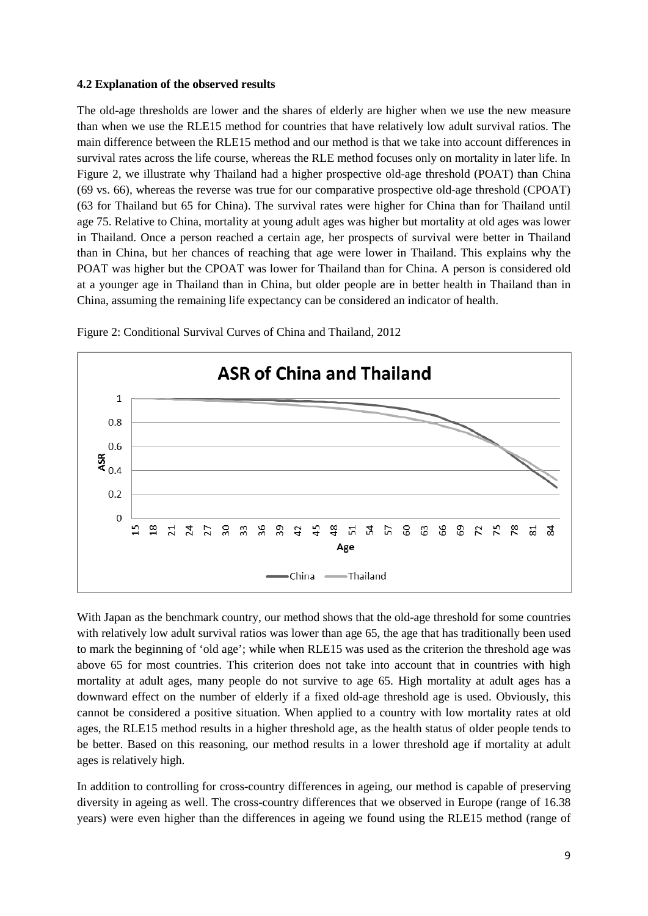### 4.2 Explanation of the observed results

The old-age thresholds are lower and the shares of elderly are higher when we use the new measure than when we use the RLE15 method for countries that have relatively low adult survival ratios. The main difference between the RLE15 method and our method is that we take into account differences in survival rates across the life course, whereas the RLE method focuses only on mortality in later life. In Figure 2, we illustrate why Thailand had a higher prospective old-age threshold (POAT) than China (69 vs. 66), whereas the reverse was true for our comparative prospective old-age threshold (CPOAT) (63 for Thailand but 65 for China). The survival rates were higher for China than for Thailand until age 75. Relative to China, mortality at young adult ages was higher but mortality at old ages was lower in Thailand. Once a person reached a certain age, her prospects of survival were better in Thailand than in China, but her chances of reaching that age were lower in Thailand. This explains why the POAT was higher but the CPOAT was lower for Thailand than for China. A person is considered old at a younger age in Thailand than in China, but older people are in better health in Thailand than in China, assuming the remaining life expectancy can be considered an indicator of health.

Figure 2: Conditional Survival Curves of China and Thailand, 2012

With Japan as the benchmark country, our method shows that the old-age threshold for some countries with relatively low adult survival ratios was lower than age 65, the age that has traditionally been used to mark the beginning of 'old age'; while when RLE15 was used as the criterion the threshold age was above 65 for most countries. This criterion does not take into account that in countries with high mortality at adult ages, many people do not survive to age 65. High mortality at adult ages has a downward effect on the number of elderly if a fixed old-age threshold age is used. Obviously, this cannot be considered a positive situation. When applied to a country with low mortality rates at old ages, the RLE15 method results in a higher threshold age, as the health status of older people tends to be better. Based on this reasoning, our method results in a lower threshold age if mortality at adult ages is relatively high.

In addition to controlling for cross-country differences in ageing, our method is capable of preserving diversity in ageing as well. The cross-country differences that we observed in Europe (range of 16.38 years) were even higher than the differences in ageing we found using the RLE15 method (range of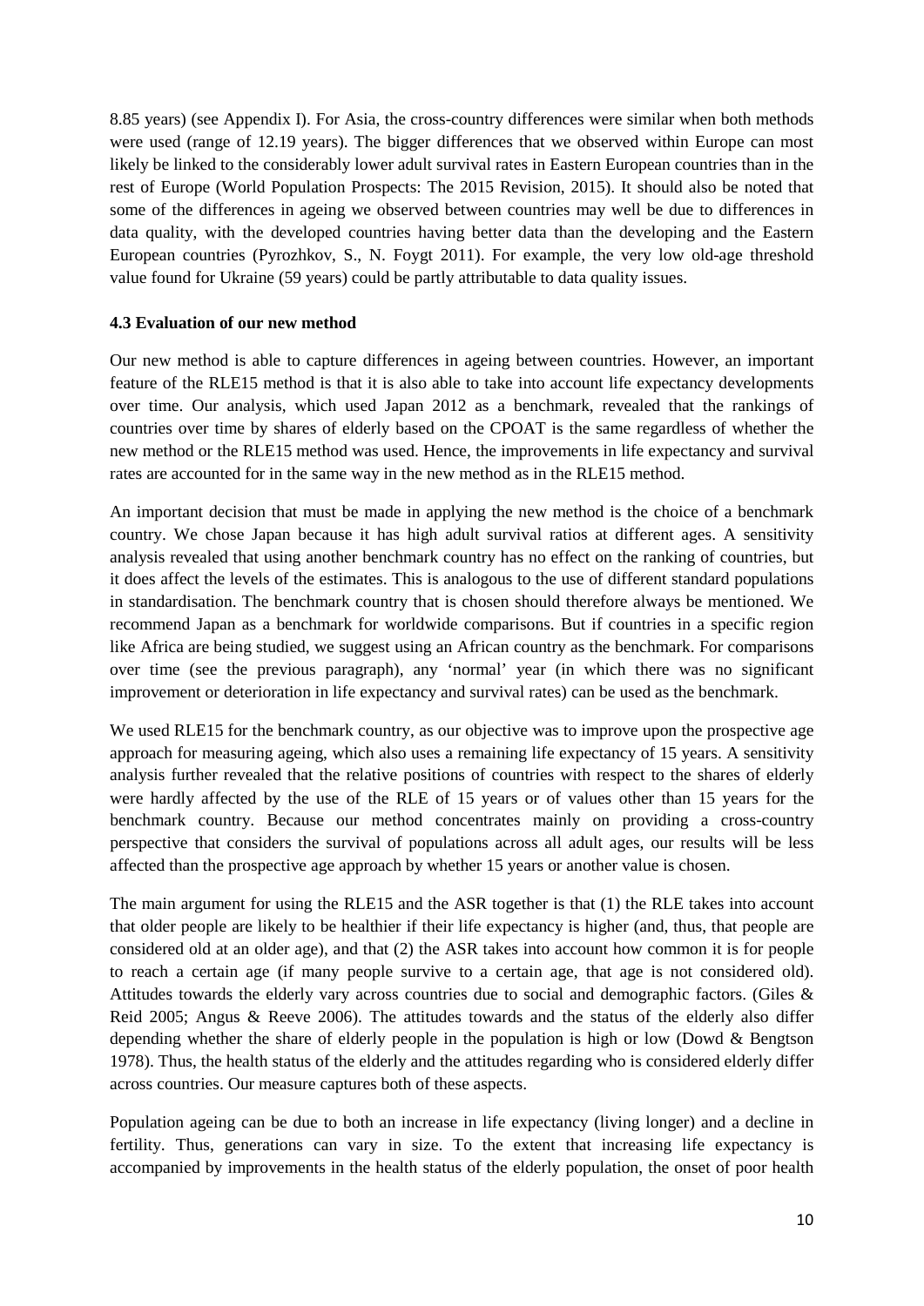8.85 years) (see Appendix I). For Asia, the cross-country differences were similar when both methods were used (range of 12.19 years). The bigger differences that we observed within Europe can most likely be linked to the considerably lower adult survival rates in Eastern European countries than in the rest of Europe (World Population Prospects: The 2015 Revision, 2015). It should also be noted that some of the differences in ageing we observed between countries may well be due to differences in data quality, with the developed countries having better data than the developing and the Eastern European countries (Pyrozhkov, S., N. Foygt 2011). For example, the very low old-age threshold value found for Ukraine (59 years) could be partly attributable to data quality issues.

### 4.3 Evaluation of our new method

Our new method is able to capture differences in ageing between countries. However, an important feature of the RLE15 method is that it is also able to take into account life expectancy developments over time. Our analysis, which used Japan 2012 as a benchmark, revealed that the rankings of countries over time by shares of elderly based on the CPOAT is the same regardless of whether the new method or the RLE15 method was used. Hence, the improvements in life expectancy and survival rates are accounted for in the same way in the new method as in the RLE15 method.

An important decision that must be made in applying the new method is the choice of a benchmark country. We chose Japan because it has high adult survival ratios at different ages. A sensitivity analysis revealed that using another benchmark country has no effect on the ranking of countries, but it does affect the levels of the estimates. This is analogous to the use of different standard populations in standardisation. The benchmark country that is chosen should therefore always be mentioned. We recommend Japan as a benchmark for worldwide comparisons. But if countries in a specific region like Africa are being studied, we suggest using an African country as the benchmark. For comparisons over time (see the previous paragraph), any 'normal' year (in which there was no significant improvement or deterioration in life expectancy and survival rates) can be used as the benchmark.

We used RLE15 for the benchmark country, as our objective was to improve upon the prospective age approach for measuring ageing, which also uses a remaining life expectancy of 15 years. A sensitivity analysis further revealed that the relative positions of countries with respect to the shares of elderly were hardly affected by the use of the RLE of 15 years or of values other than 15 years for the benchmark country. Because our method concentrates mainly on providing a cross-country perspective that considers the survival of populations across all adult ages, our results will be less affected than the prospective age approach by whether 15 years or another value is chosen.

The main argument for using the RLE15 and the ASR together is that (1) the RLE takes into account that older people are likely to be healthier if their life expectancy is higher (and, thus, that people are considered old at an older age), and that (2) the ASR takes into account how common it is for people to reach a certain age (if many people survive to a certain age, that age is not considered old). Attitudes towards the elderly vary across countries due to social and demographic factors. (Giles & Reid 2005; Angus & Reeve 2006). The attitudes towards and the status of the elderly also differ depending whether the share of elderly people in the population is high or low (Dowd & Bengtson 1978). Thus, the health status of the elderly and the attitudes regarding who is considered elderly differ across countries. Our measure captures both of these aspects.

Population ageing can be due to both an increase in life expectancy (living longer) and a decline in fertility. Thus, generations can vary in size. To the extent that increasing life expectancy is accompanied by improvements in the health status of the elderly population, the onset of poor health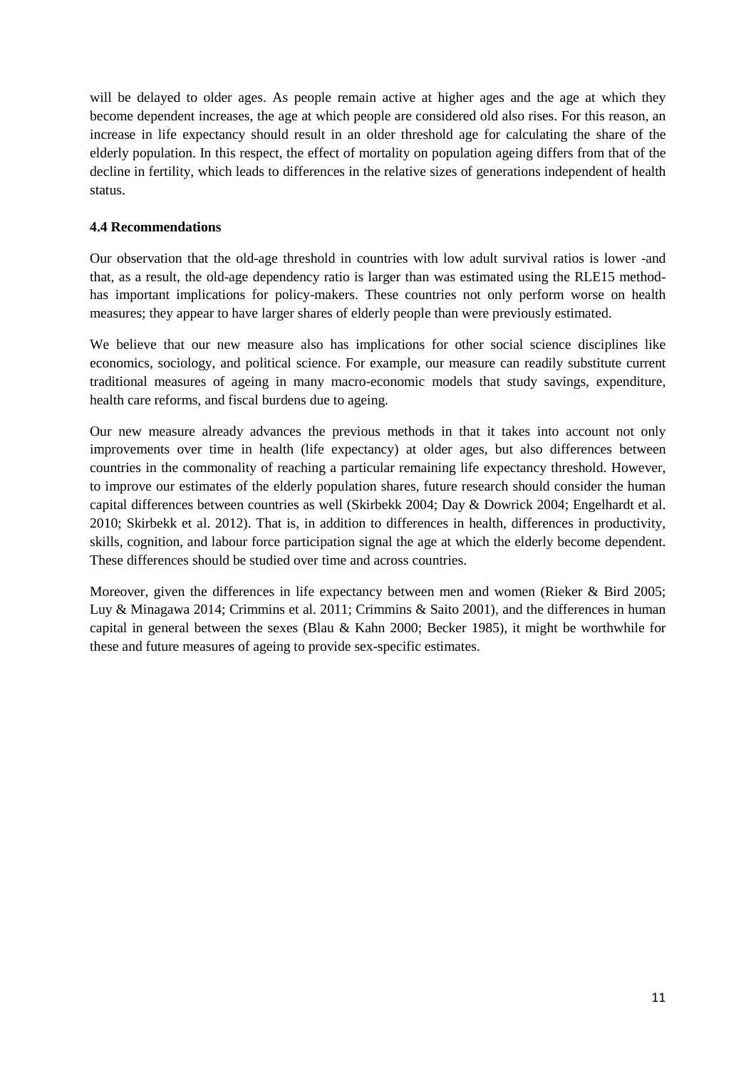will be delayed to older ages. As people remain active at higher ages and the age at which they become dependent increases, the age at which people are considered old also rises. For this reason, an increase in life expectancy should result in an older threshold age for calculating the share of the elderly population. In this respect, the effect of mortality on population ageing differs from that of the decline in fertility, which leads to differences in the relative sizes of generations independent of health status.

#### 4.4 Recommendations

Our observation that the old-age threshold in countries with low adult survival ratios is lower -and that, as a result, the old-age dependency ratio is larger than was estimated using the RLE15 method- has important implications for policy-makers. These countries not only perform worse on health measures; they appear to have larger shares of elderly people than were previously estimated.

We believe that our new measure also has implications for other social science disciplines like economics, sociology, and political science. For example, our measure can readily substitute current traditional measures of ageing in many macro-economic models that study savings, expenditure, health care reforms, and fiscal burdens due to ageing.

Our new measure already advances the previous methods in that it takes into account not only improvements over time in health (life expectancy) at older ages, but also differences between countries in the commonality of reaching a particular remaining life expectancy threshold. However, to improve our estimates of the elderly population shares, future research should consider the human capital differences between countries as well (Skirbekk 2004; Day & Dowrick 2004; Engelhardt et al. 2010; Skirbekk et al. 2012). That is, in addition to differences in health, differences in productivity, skills, cognition, and labour force participation signal the age at which the elderly become dependent. These differences should be studied over time and across countries.

Moreover, given the differences in life expectancy between men and women (Rieker & Bird 2005; Luy & Minagawa 2014; Crimmins et al. 2011; Crimmins & Saito 2001), and the differences in human capital in general between the sexes (Blau & Kahn 2000; Becker 1985), it might be worthwhile for these and future measures of ageing to provide sex-specific estimates.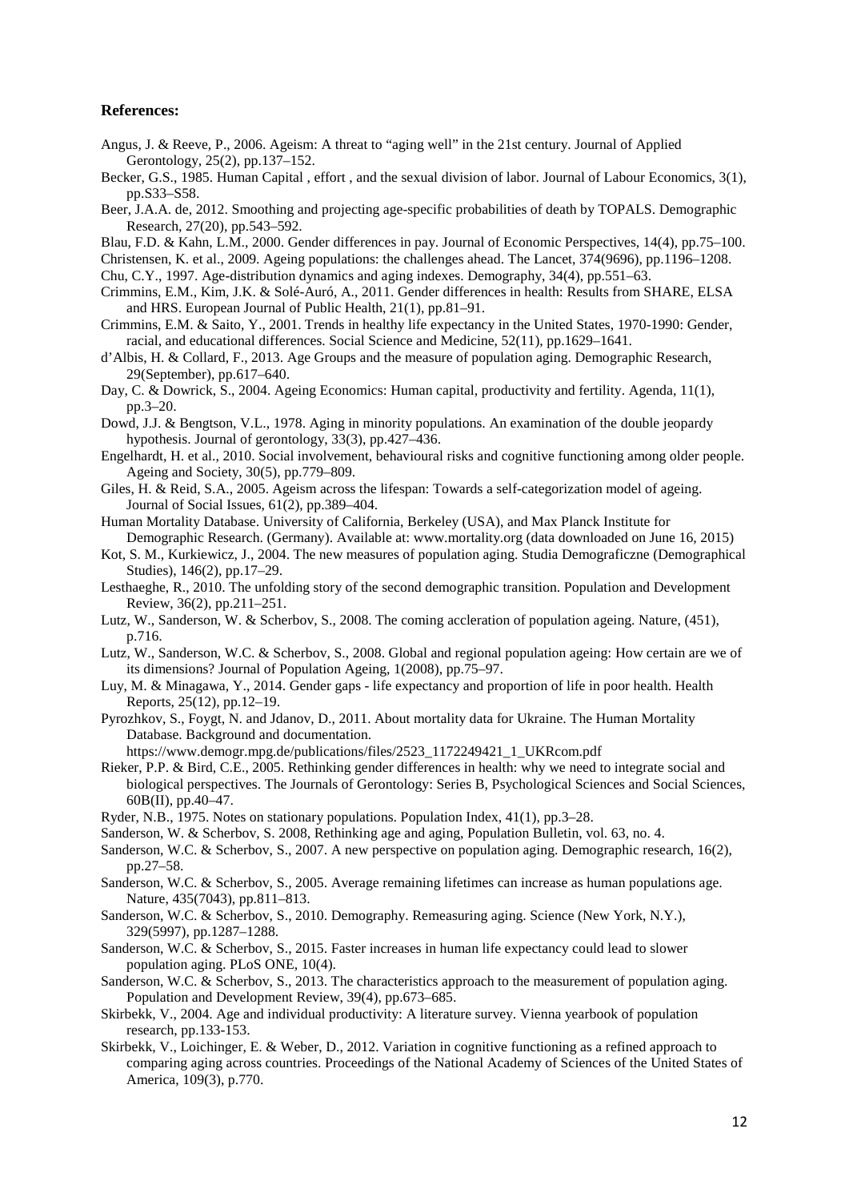**References:**

Angus, J. & Reeve, P., 2006. Ageism: A threat to "aging well" in the 21st century. Journal of Applied Gerontology, 25(2), pp.137–152.

Becker, G.S., 1985. Human Capital , effort , and the sexual division of labor. Journal of Labour Economics, 3(1), pp.S33–S58.

Beer, J.A.A. de, 2012. Smoothing and projecting age-specific probabilities of death by TOPALS. Demographic Research, 27(20), pp.543–592.

Blau, F.D. & Kahn, L.M., 2000. Gender differences in pay. Journal of Economic Perspectives, 14(4), pp.75–100.

Christensen, K. et al., 2009. Ageing populations: the challenges ahead. The Lancet, 374(9696), pp.1196–1208.

Chu, C.Y., 1997. Age-distribution dynamics and aging indexes. Demography, 34(4), pp.551–63.

Crimmins, E.M., Kim, J.K. & Solé-Auró, A., 2011. Gender differences in health: Results from SHARE, ELSA and HRS. European Journal of Public Health, 21(1), pp.81–91.

Crimmins, E.M. & Saito, Y., 2001. Trends in healthy life expectancy in the United States, 1970-1990: Gender, racial, and educational differences. Social Science and Medicine, 52(11), pp.1629–1641.

d'Albis, H. & Collard, F., 2013. Age Groups and the measure of population aging. Demographic Research, 29(September), pp.617–640.

Day, C. & Dowrick, S., 2004. Ageing Economics: Human capital, productivity and fertility. Agenda, 11(1), pp.3–20.

Dowd, J.J. & Bengtson, V.L., 1978. Aging in minority populations. An examination of the double jeopardy hypothesis. Journal of gerontology, 33(3), pp.427–436.

Engelhardt, H. et al., 2010. Social involvement, behavioural risks and cognitive functioning among older people. Ageing and Society, 30(5), pp.779–809.

Giles, H. & Reid, S.A., 2005. Ageism across the lifespan: Towards a self-categorization model of ageing. Journal of Social Issues, 61(2), pp.389–404.

Human Mortality Database. University of California, Berkeley (USA), and Max Planck Institute for Demographic Research. (Germany). Available at: www.mortality.org (data downloaded on June 16, 2015)

Kot, S. M., Kurkiewicz, J., 2004. The new measures of population aging. Studia Demograficzne (Demographical Studies), 146(2), pp.17–29.

Lesthaeghe, R., 2010. The unfolding story of the second demographic transition. Population and Development Review, 36(2), pp.211–251.

Lutz, W., Sanderson, W. & Scherbov, S., 2008. The coming accleration of population ageing. Nature, (451), p.716.

Lutz, W., Sanderson, W.C. & Scherbov, S., 2008. Global and regional population ageing: How certain are we of its dimensions? Journal of Population Ageing, 1(2008), pp.75–97.

Luy, M. & Minagawa, Y., 2014. Gender gaps - life expectancy and proportion of life in poor health. Health Reports, 25(12), pp.12–19.

Pyrozhkov, S., Foygt, N. and Jdanov, D., 2011. About mortality data for Ukraine. The Human Mortality Database. Background and documentation. https://www.demogr.mpg.de/publications/files/2523_1172249421_1_UKRcom.pdf

Rieker, P.P. & Bird, C.E., 2005. Rethinking gender differences in health: why we need to integrate social and biological perspectives. The Journals of Gerontology: Series B, Psychological Sciences and Social Sciences, 60B(II), pp.40–47.

Ryder, N.B., 1975. Notes on stationary populations. Population Index, 41(1), pp.3–28.

Sanderson, W. & Scherbov, S. 2008, Rethinking age and aging, Population Bulletin, vol. 63, no. 4.

Sanderson, W.C. & Scherbov, S., 2007. A new perspective on population aging. Demographic research, 16(2), pp.27–58.

Sanderson, W.C. & Scherbov, S., 2005. Average remaining lifetimes can increase as human populations age. Nature, 435(7043), pp.811–813.

Sanderson, W.C. & Scherbov, S., 2010. Demography. Remeasuring aging. Science (New York, N.Y.), 329(5997), pp.1287–1288.

Sanderson, W.C. & Scherbov, S., 2015. Faster increases in human life expectancy could lead to slower population aging. PLoS ONE, 10(4).

Sanderson, W.C. & Scherbov, S., 2013. The characteristics approach to the measurement of population aging. Population and Development Review, 39(4), pp.673–685.

Skirbekk, V., 2004. Age and individual productivity: A literature survey. Vienna yearbook of population research, pp.133-153.

Skirbekk, V., Loichinger, E. & Weber, D., 2012. Variation in cognitive functioning as a refined approach to comparing aging across countries. Proceedings of the National Academy of Sciences of the United States of America, 109(3), p.770.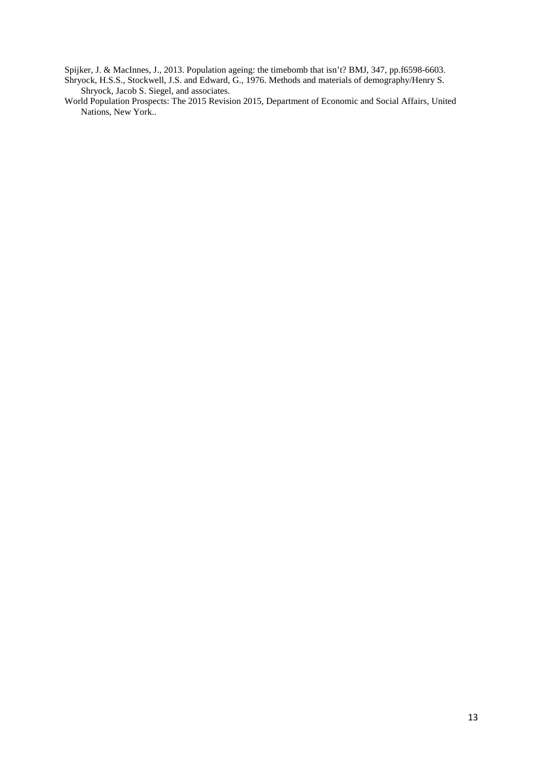Spijker, J. & MacInnes, J., 2013. Population ageing: the timebomb that isn't? BMJ, 347, pp.f6598-6603.

Shryock, H.S.S., Stockwell, J.S. and Edward, G., 1976. Methods and materials of demography/Henry S. Shryock, Jacob S. Siegel, and associates.

World Population Prospects: The 2015 Revision 2015, Department of Economic and Social Affairs, United Nations, New York..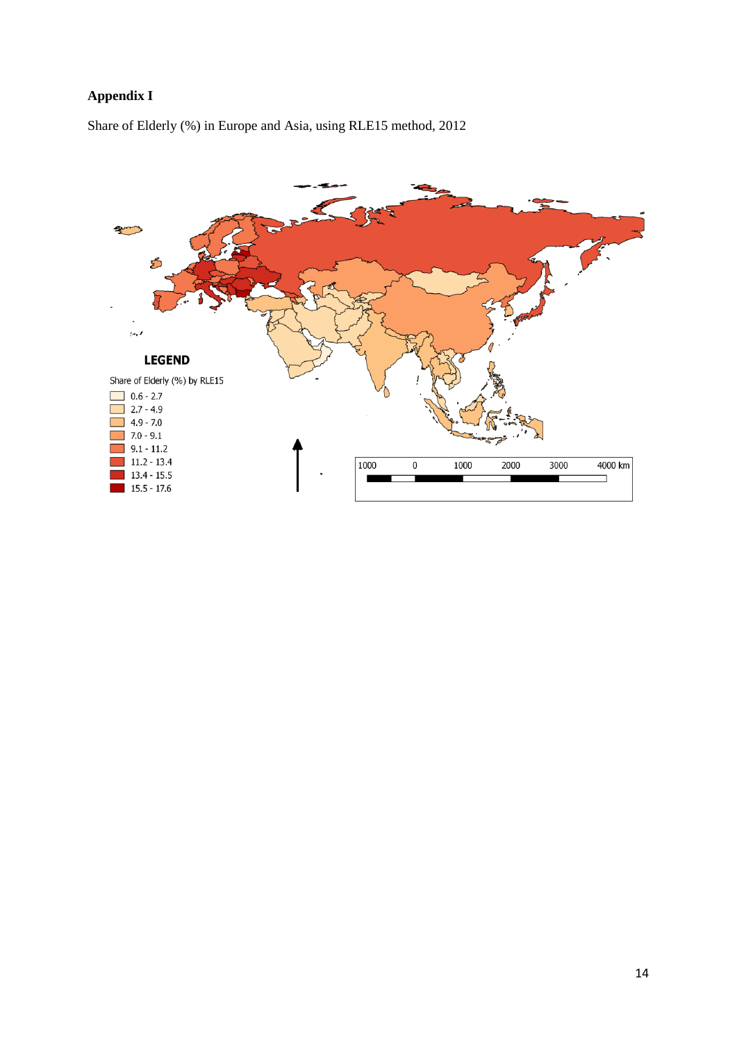**Appendix I**

Share of Elderly (%) in Europe and Asia, using RLE15 method, 2012

**LEGEND**

Share of Elderly (%) by RLE15

- 0.6 - 2.7
- 2.7 - 4.9
- 4.9 - 7.0
- 7.0 - 9.1
- 9.1 - 11.2
- 11.2 - 13.4
- 13.4 - 15.5
- 15.5 - 17.6

1000 0 1000 2000 3000 4000 km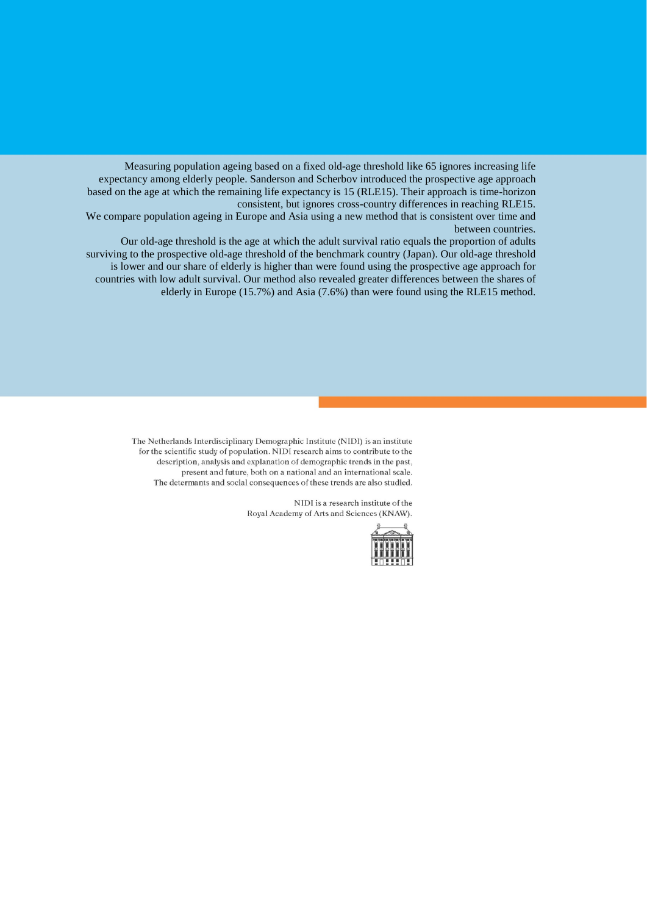Measuring population ageing based on a fixed old-age threshold like 65 ignores increasing life expectancy among elderly people. Sanderson and Scherbov introduced the prospective age approach based on the age at which the remaining life expectancy is 15 (RLE15). Their approach is time-horizon consistent, but ignores cross-country differences in reaching RLE15.

We compare population ageing in Europe and Asia using a new method that is consistent over time and between countries.

Our old-age threshold is the age at which the adult survival ratio equals the proportion of adults surviving to the prospective old-age threshold of the benchmark country (Japan). Our old-age threshold is lower and our share of elderly is higher than were found using the prospective age approach for countries with low adult survival. Our method also revealed greater differences between the shares of elderly in Europe (15.7%) and Asia (7.6%) than were found using the RLE15 method.

The Netherlands Interdisciplinary Demographic Institute (NIDI) is an institute for the scientific study of population. NIDI research aims to contribute to the description, analysis and explanation of demographic trends in the past, present and future, both on a national and an international scale. The determants and social consequences of these trends are also studied.

NIDI is a research institute of the Royal Academy of Arts and Sciences (KNAW).